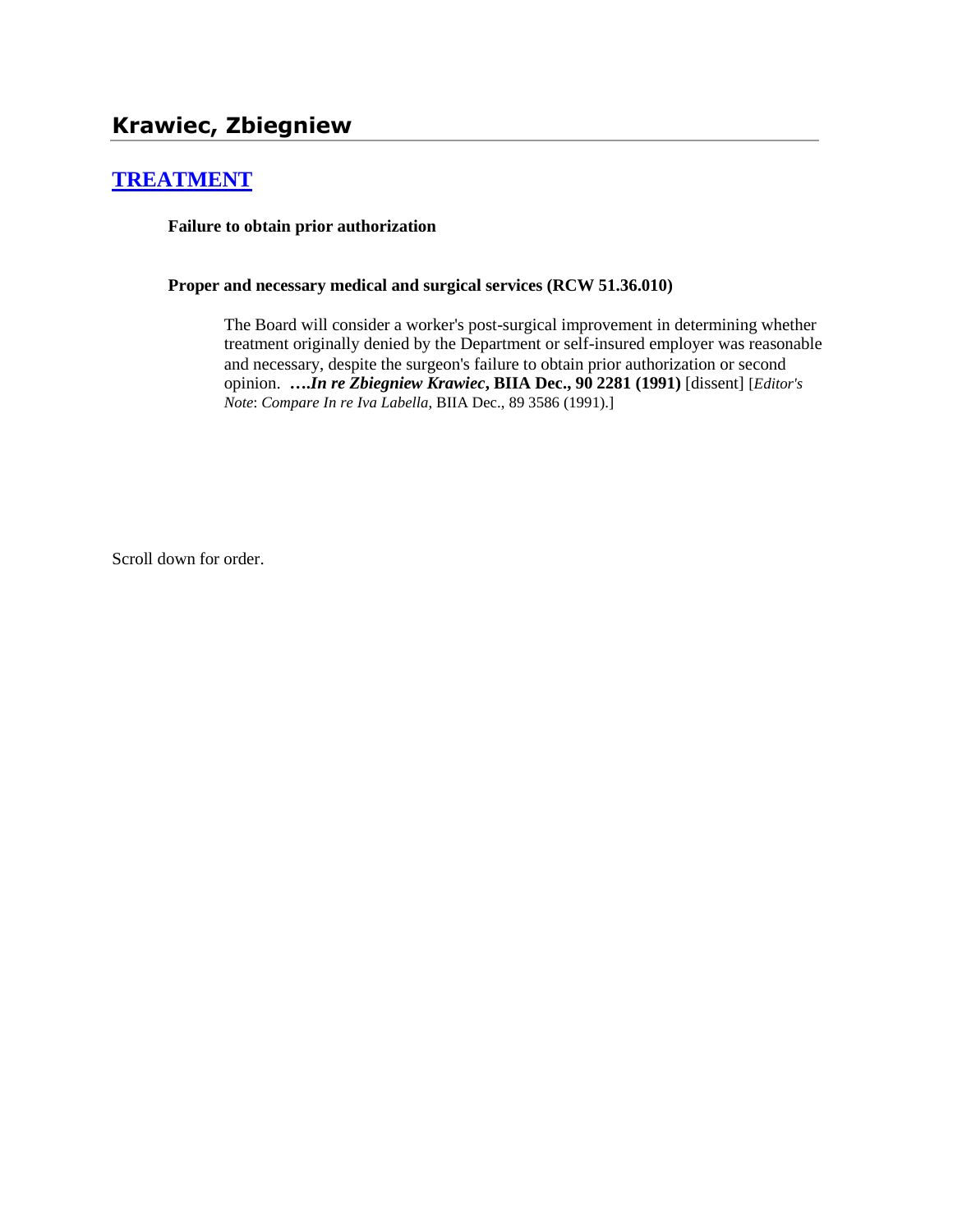## Krawiec, Zbiegniew

### [TREATMENT]

**Failure to obtain prior authorization**

**Proper and necessary medical and surgical services (RCW 51.36.010)**

> The Board will consider a worker's post-surgical improvement in determining whether treatment originally denied by the Department or self-insured employer was reasonable and necessary, despite the surgeon's failure to obtain prior authorization or second opinion. ***….In re Zbiegniew Krawiec*, BIIA Dec., 90 2281 (1991)** [dissent] [*Editor's Note*: *Compare In re Iva Labella*, BIIA Dec., 89 3586 (1991).]

Scroll down for order.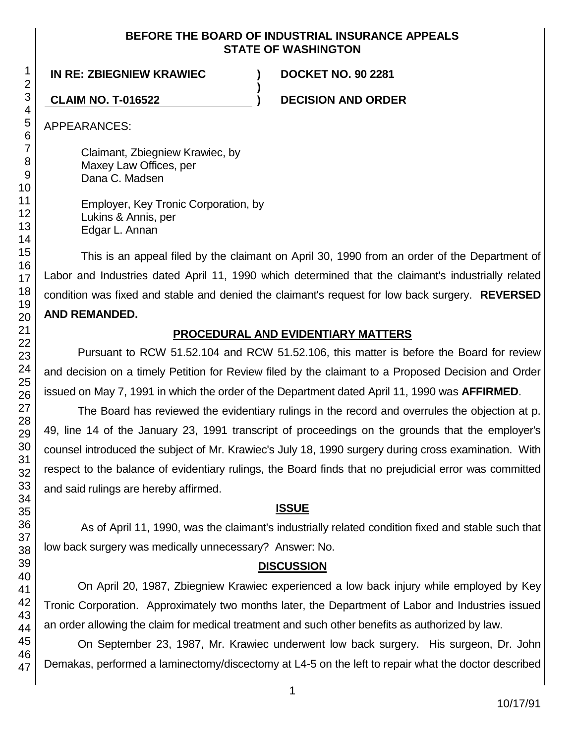**BEFORE THE BOARD OF INDUSTRIAL INSURANCE APPEALS**
**STATE OF WASHINGTON**

**IN RE: ZBIEGNIEW KRAWIEC** ) **DOCKET NO. 90 2281**
)
**CLAIM NO. T-016522** ) **DECISION AND ORDER**

APPEARANCES:

Claimant, Zbiegniew Krawiec, by
Maxey Law Offices, per
Dana C. Madsen

Employer, Key Tronic Corporation, by
Lukins & Annis, per
Edgar L. Annan

This is an appeal filed by the claimant on April 30, 1990 from an order of the Department of Labor and Industries dated April 11, 1990 which determined that the claimant's industrially related condition was fixed and stable and denied the claimant's request for low back surgery. **REVERSED AND REMANDED.**

## PROCEDURAL AND EVIDENTIARY MATTERS

Pursuant to RCW 51.52.104 and RCW 51.52.106, this matter is before the Board for review and decision on a timely Petition for Review filed by the claimant to a Proposed Decision and Order issued on May 7, 1991 in which the order of the Department dated April 11, 1990 was **AFFIRMED**.

The Board has reviewed the evidentiary rulings in the record and overrules the objection at p. 49, line 14 of the January 23, 1991 transcript of proceedings on the grounds that the employer's counsel introduced the subject of Mr. Krawiec's July 18, 1990 surgery during cross examination. With respect to the balance of evidentiary rulings, the Board finds that no prejudicial error was committed and said rulings are hereby affirmed.

## ISSUE

As of April 11, 1990, was the claimant's industrially related condition fixed and stable such that low back surgery was medically unnecessary? Answer: No.

## DISCUSSION

On April 20, 1987, Zbiegniew Krawiec experienced a low back injury while employed by Key Tronic Corporation. Approximately two months later, the Department of Labor and Industries issued an order allowing the claim for medical treatment and such other benefits as authorized by law.

On September 23, 1987, Mr. Krawiec underwent low back surgery. His surgeon, Dr. John Demakas, performed a laminectomy/discectomy at L4-5 on the left to repair what the doctor described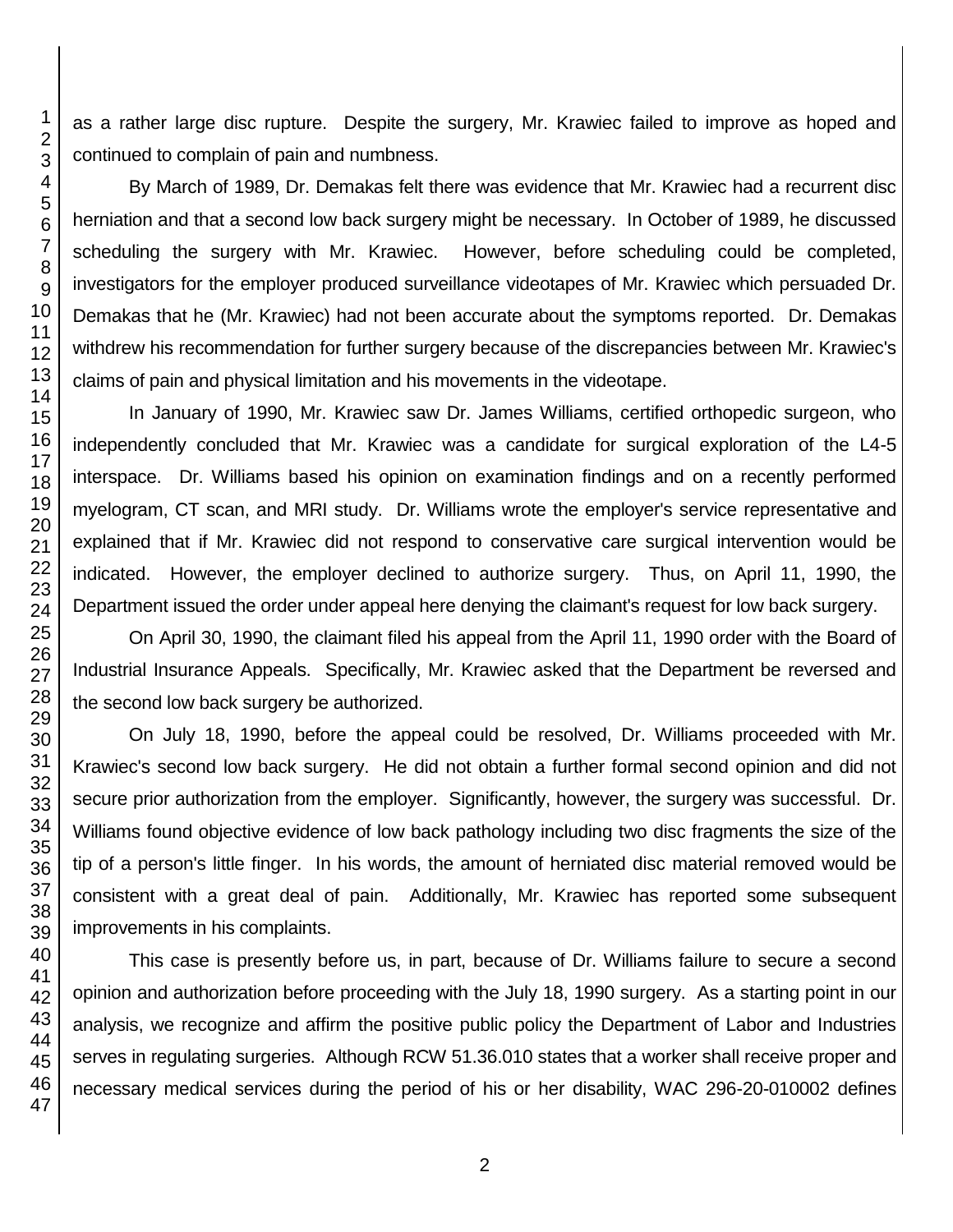as a rather large disc rupture. Despite the surgery, Mr. Krawiec failed to improve as hoped and continued to complain of pain and numbness.

By March of 1989, Dr. Demakas felt there was evidence that Mr. Krawiec had a recurrent disc herniation and that a second low back surgery might be necessary. In October of 1989, he discussed scheduling the surgery with Mr. Krawiec. However, before scheduling could be completed, investigators for the employer produced surveillance videotapes of Mr. Krawiec which persuaded Dr. Demakas that he (Mr. Krawiec) had not been accurate about the symptoms reported. Dr. Demakas withdrew his recommendation for further surgery because of the discrepancies between Mr. Krawiec's claims of pain and physical limitation and his movements in the videotape.

In January of 1990, Mr. Krawiec saw Dr. James Williams, certified orthopedic surgeon, who independently concluded that Mr. Krawiec was a candidate for surgical exploration of the L4-5 interspace. Dr. Williams based his opinion on examination findings and on a recently performed myelogram, CT scan, and MRI study. Dr. Williams wrote the employer's service representative and explained that if Mr. Krawiec did not respond to conservative care surgical intervention would be indicated. However, the employer declined to authorize surgery. Thus, on April 11, 1990, the Department issued the order under appeal here denying the claimant's request for low back surgery.

On April 30, 1990, the claimant filed his appeal from the April 11, 1990 order with the Board of Industrial Insurance Appeals. Specifically, Mr. Krawiec asked that the Department be reversed and the second low back surgery be authorized.

On July 18, 1990, before the appeal could be resolved, Dr. Williams proceeded with Mr. Krawiec's second low back surgery. He did not obtain a further formal second opinion and did not secure prior authorization from the employer. Significantly, however, the surgery was successful. Dr. Williams found objective evidence of low back pathology including two disc fragments the size of the tip of a person's little finger. In his words, the amount of herniated disc material removed would be consistent with a great deal of pain. Additionally, Mr. Krawiec has reported some subsequent improvements in his complaints.

This case is presently before us, in part, because of Dr. Williams failure to secure a second opinion and authorization before proceeding with the July 18, 1990 surgery. As a starting point in our analysis, we recognize and affirm the positive public policy the Department of Labor and Industries serves in regulating surgeries. Although RCW 51.36.010 states that a worker shall receive proper and necessary medical services during the period of his or her disability, WAC 296-20-010002 defines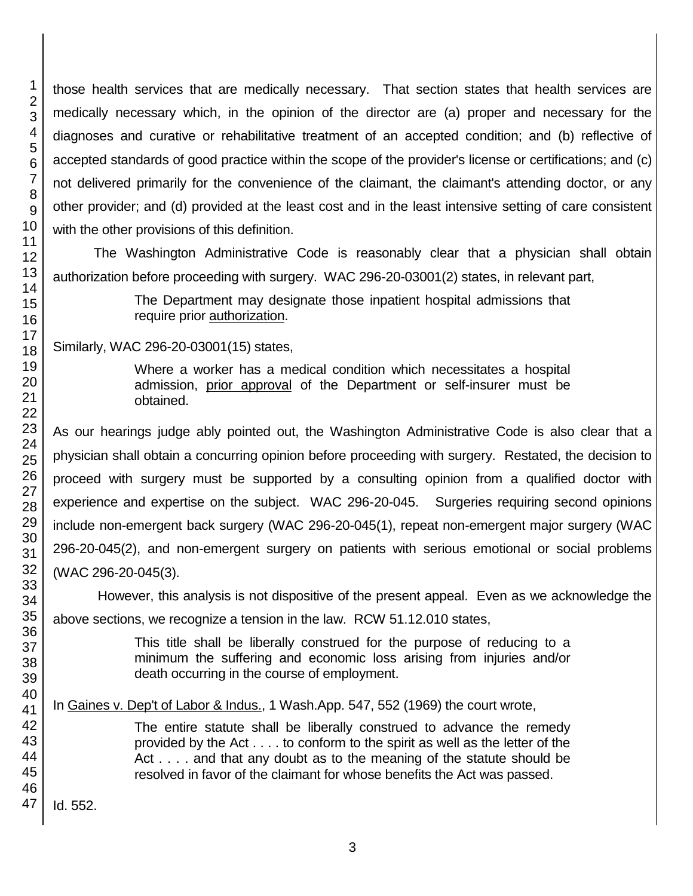those health services that are medically necessary. That section states that health services are medically necessary which, in the opinion of the director are (a) proper and necessary for the diagnoses and curative or rehabilitative treatment of an accepted condition; and (b) reflective of accepted standards of good practice within the scope of the provider's license or certifications; and (c) not delivered primarily for the convenience of the claimant, the claimant's attending doctor, or any other provider; and (d) provided at the least cost and in the least intensive setting of care consistent with the other provisions of this definition.

The Washington Administrative Code is reasonably clear that a physician shall obtain authorization before proceeding with surgery. WAC 296-20-03001(2) states, in relevant part,

> The Department may designate those inpatient hospital admissions that require prior authorization.

Similarly, WAC 296-20-03001(15) states,

> Where a worker has a medical condition which necessitates a hospital admission, prior approval of the Department or self-insurer must be obtained.

As our hearings judge ably pointed out, the Washington Administrative Code is also clear that a physician shall obtain a concurring opinion before proceeding with surgery. Restated, the decision to proceed with surgery must be supported by a consulting opinion from a qualified doctor with experience and expertise on the subject. WAC 296-20-045. Surgeries requiring second opinions include non-emergent back surgery (WAC 296-20-045(1), repeat non-emergent major surgery (WAC 296-20-045(2), and non-emergent surgery on patients with serious emotional or social problems (WAC 296-20-045(3).

However, this analysis is not dispositive of the present appeal. Even as we acknowledge the above sections, we recognize a tension in the law. RCW 51.12.010 states,

> This title shall be liberally construed for the purpose of reducing to a minimum the suffering and economic loss arising from injuries and/or death occurring in the course of employment.

In Gaines v. Dep't of Labor & Indus., 1 Wash.App. 547, 552 (1969) the court wrote,

> The entire statute shall be liberally construed to advance the remedy provided by the Act . . . . to conform to the spirit as well as the letter of the Act . . . . and that any doubt as to the meaning of the statute should be resolved in favor of the claimant for whose benefits the Act was passed.

Id. 552.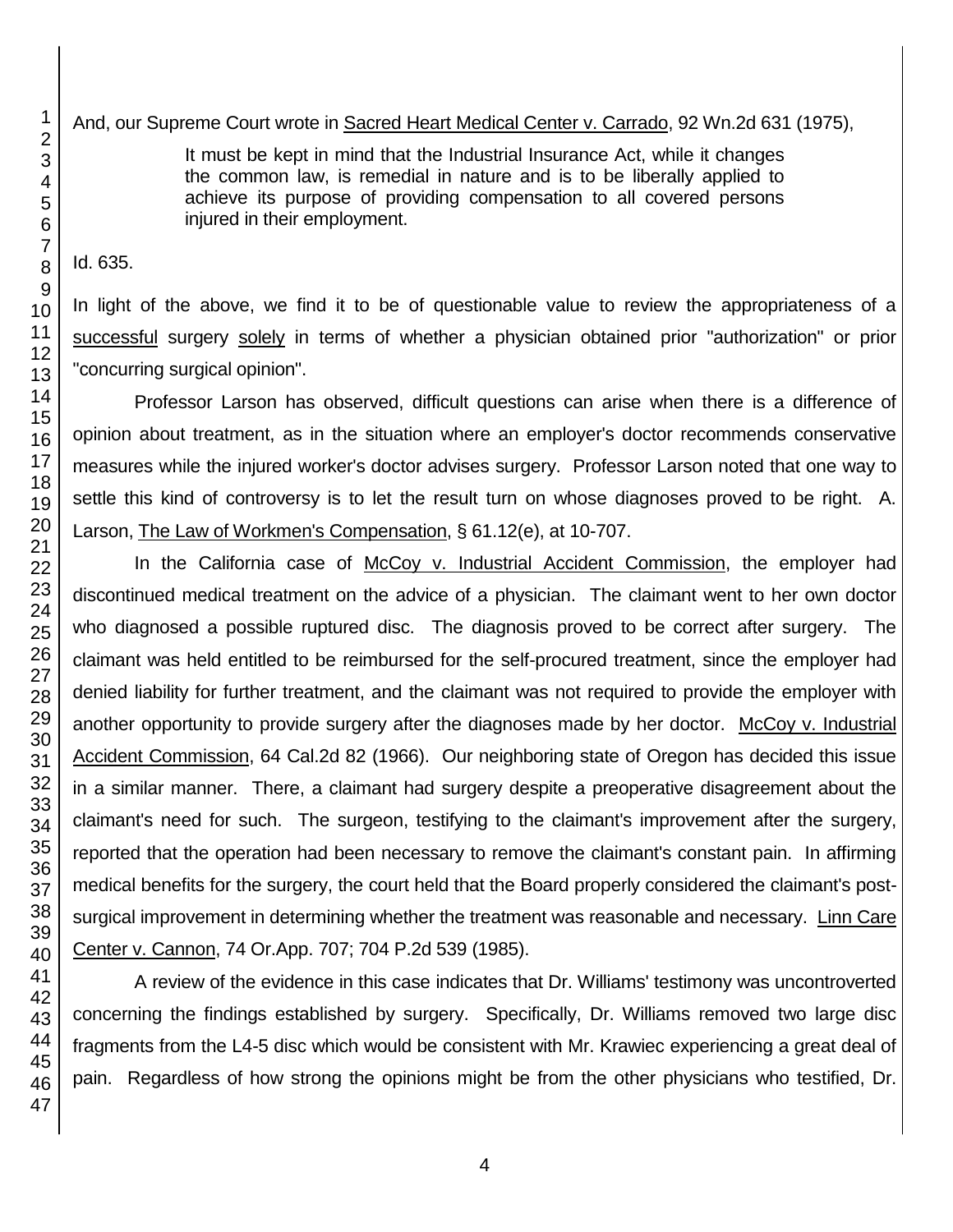And, our Supreme Court wrote in Sacred Heart Medical Center v. Carrado, 92 Wn.2d 631 (1975),

> It must be kept in mind that the Industrial Insurance Act, while it changes the common law, is remedial in nature and is to be liberally applied to achieve its purpose of providing compensation to all covered persons injured in their employment.

Id. 635.

In light of the above, we find it to be of questionable value to review the appropriateness of a successful surgery solely in terms of whether a physician obtained prior "authorization" or prior "concurring surgical opinion".

Professor Larson has observed, difficult questions can arise when there is a difference of opinion about treatment, as in the situation where an employer's doctor recommends conservative measures while the injured worker's doctor advises surgery. Professor Larson noted that one way to settle this kind of controversy is to let the result turn on whose diagnoses proved to be right. A. Larson, The Law of Workmen's Compensation, § 61.12(e), at 10-707.

In the California case of McCoy v. Industrial Accident Commission, the employer had discontinued medical treatment on the advice of a physician. The claimant went to her own doctor who diagnosed a possible ruptured disc. The diagnosis proved to be correct after surgery. The claimant was held entitled to be reimbursed for the self-procured treatment, since the employer had denied liability for further treatment, and the claimant was not required to provide the employer with another opportunity to provide surgery after the diagnoses made by her doctor. McCoy v. Industrial Accident Commission, 64 Cal.2d 82 (1966). Our neighboring state of Oregon has decided this issue in a similar manner. There, a claimant had surgery despite a preoperative disagreement about the claimant's need for such. The surgeon, testifying to the claimant's improvement after the surgery, reported that the operation had been necessary to remove the claimant's constant pain. In affirming medical benefits for the surgery, the court held that the Board properly considered the claimant's post-surgical improvement in determining whether the treatment was reasonable and necessary. Linn Care Center v. Cannon, 74 Or.App. 707; 704 P.2d 539 (1985).

A review of the evidence in this case indicates that Dr. Williams' testimony was uncontroverted concerning the findings established by surgery. Specifically, Dr. Williams removed two large disc fragments from the L4-5 disc which would be consistent with Mr. Krawiec experiencing a great deal of pain. Regardless of how strong the opinions might be from the other physicians who testified, Dr.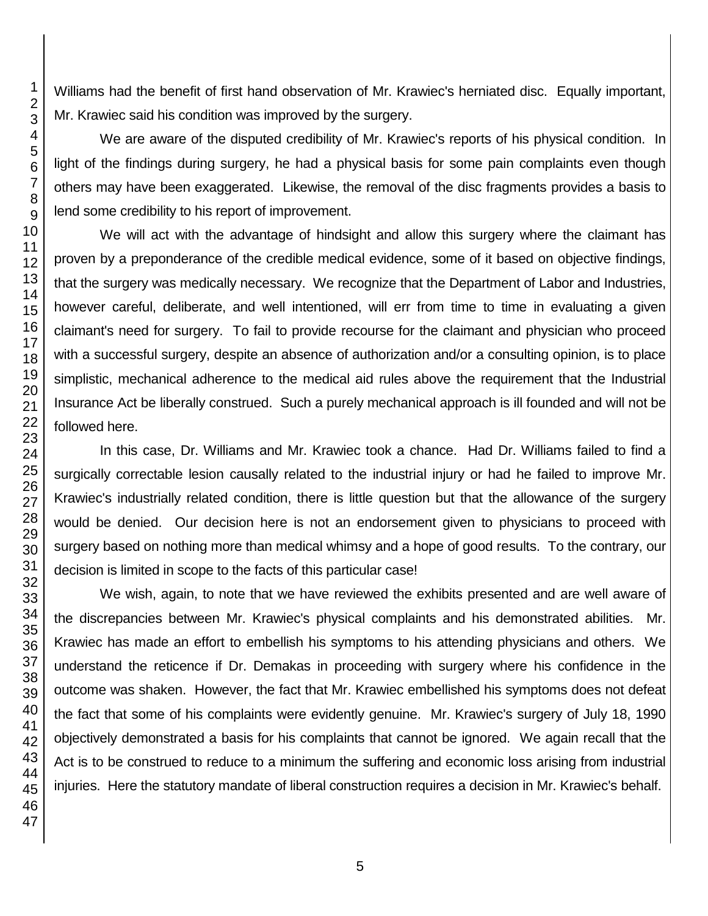Williams had the benefit of first hand observation of Mr. Krawiec's herniated disc. Equally important, Mr. Krawiec said his condition was improved by the surgery.

We are aware of the disputed credibility of Mr. Krawiec's reports of his physical condition. In light of the findings during surgery, he had a physical basis for some pain complaints even though others may have been exaggerated. Likewise, the removal of the disc fragments provides a basis to lend some credibility to his report of improvement.

We will act with the advantage of hindsight and allow this surgery where the claimant has proven by a preponderance of the credible medical evidence, some of it based on objective findings, that the surgery was medically necessary. We recognize that the Department of Labor and Industries, however careful, deliberate, and well intentioned, will err from time to time in evaluating a given claimant's need for surgery. To fail to provide recourse for the claimant and physician who proceed with a successful surgery, despite an absence of authorization and/or a consulting opinion, is to place simplistic, mechanical adherence to the medical aid rules above the requirement that the Industrial Insurance Act be liberally construed. Such a purely mechanical approach is ill founded and will not be followed here.

In this case, Dr. Williams and Mr. Krawiec took a chance. Had Dr. Williams failed to find a surgically correctable lesion causally related to the industrial injury or had he failed to improve Mr. Krawiec's industrially related condition, there is little question but that the allowance of the surgery would be denied. Our decision here is not an endorsement given to physicians to proceed with surgery based on nothing more than medical whimsy and a hope of good results. To the contrary, our decision is limited in scope to the facts of this particular case!

We wish, again, to note that we have reviewed the exhibits presented and are well aware of the discrepancies between Mr. Krawiec's physical complaints and his demonstrated abilities. Mr. Krawiec has made an effort to embellish his symptoms to his attending physicians and others. We understand the reticence if Dr. Demakas in proceeding with surgery where his confidence in the outcome was shaken. However, the fact that Mr. Krawiec embellished his symptoms does not defeat the fact that some of his complaints were evidently genuine. Mr. Krawiec's surgery of July 18, 1990 objectively demonstrated a basis for his complaints that cannot be ignored. We again recall that the Act is to be construed to reduce to a minimum the suffering and economic loss arising from industrial injuries. Here the statutory mandate of liberal construction requires a decision in Mr. Krawiec's behalf.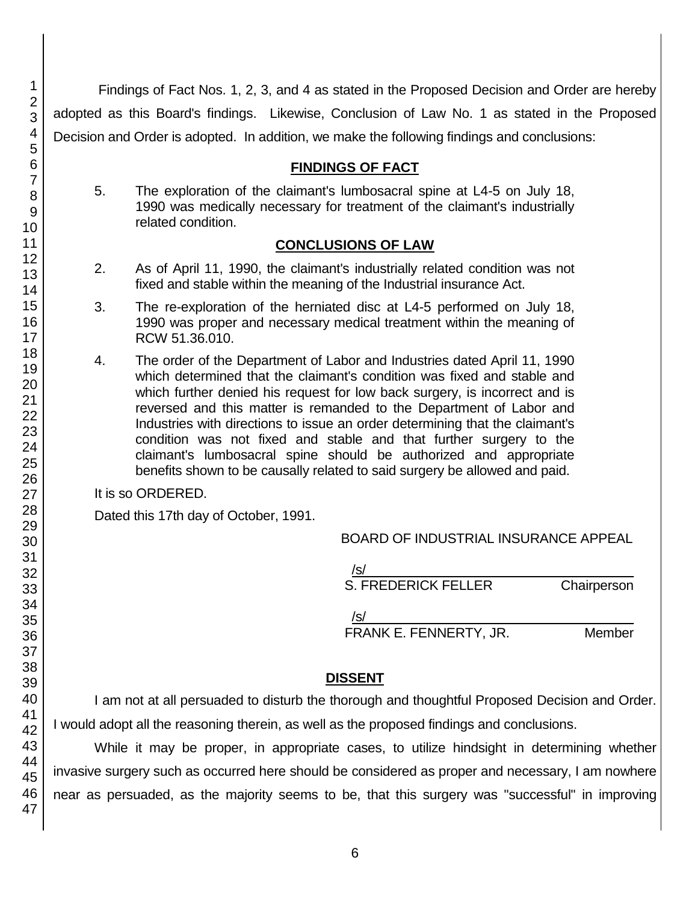Findings of Fact Nos. 1, 2, 3, and 4 as stated in the Proposed Decision and Order are hereby adopted as this Board's findings. Likewise, Conclusion of Law No. 1 as stated in the Proposed Decision and Order is adopted. In addition, we make the following findings and conclusions:

## FINDINGS OF FACT

5. The exploration of the claimant's lumbosacral spine at L4-5 on July 18, 1990 was medically necessary for treatment of the claimant's industrially related condition.

## CONCLUSIONS OF LAW

2. As of April 11, 1990, the claimant's industrially related condition was not fixed and stable within the meaning of the Industrial insurance Act.

3. The re-exploration of the herniated disc at L4-5 performed on July 18, 1990 was proper and necessary medical treatment within the meaning of RCW 51.36.010.

4. The order of the Department of Labor and Industries dated April 11, 1990 which determined that the claimant's condition was fixed and stable and which further denied his request for low back surgery, is incorrect and is reversed and this matter is remanded to the Department of Labor and Industries with directions to issue an order determining that the claimant's condition was not fixed and stable and that further surgery to the claimant's lumbosacral spine should be authorized and appropriate benefits shown to be causally related to said surgery be allowed and paid.

It is so ORDERED.

Dated this 17th day of October, 1991.

BOARD OF INDUSTRIAL INSURANCE APPEAL

/s/
S. FREDERICK FELLER Chairperson

/s/
FRANK E. FENNERTY, JR. Member

## DISSENT

I am not at all persuaded to disturb the thorough and thoughtful Proposed Decision and Order. I would adopt all the reasoning therein, as well as the proposed findings and conclusions.

While it may be proper, in appropriate cases, to utilize hindsight in determining whether invasive surgery such as occurred here should be considered as proper and necessary, I am nowhere near as persuaded, as the majority seems to be, that this surgery was "successful" in improving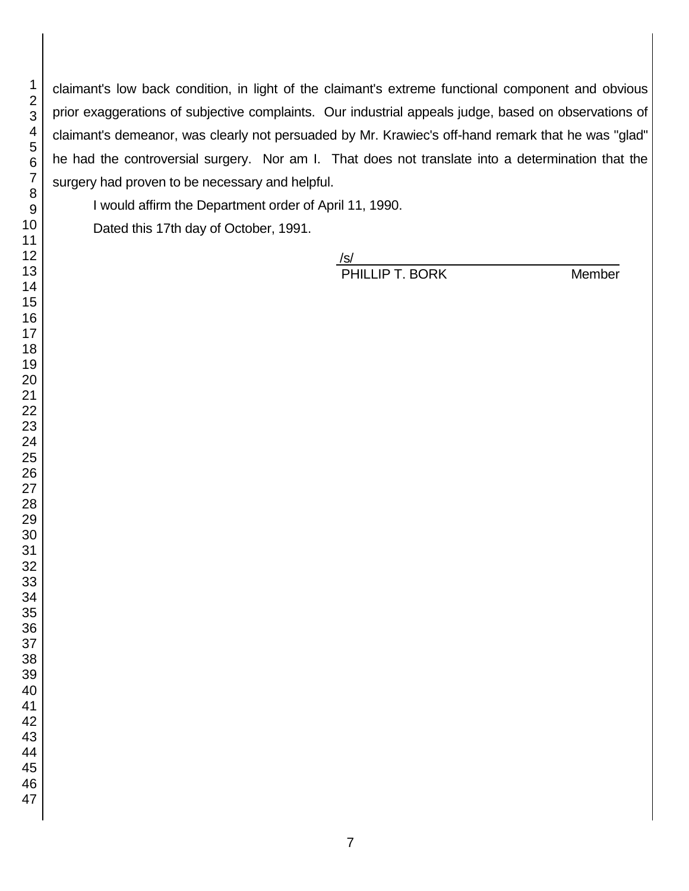claimant's low back condition, in light of the claimant's extreme functional component and obvious prior exaggerations of subjective complaints. Our industrial appeals judge, based on observations of claimant's demeanor, was clearly not persuaded by Mr. Krawiec's off-hand remark that he was "glad" he had the controversial surgery. Nor am I. That does not translate into a determination that the surgery had proven to be necessary and helpful.

I would affirm the Department order of April 11, 1990.

Dated this 17th day of October, 1991.

/s/
PHILLIP T. BORK Member